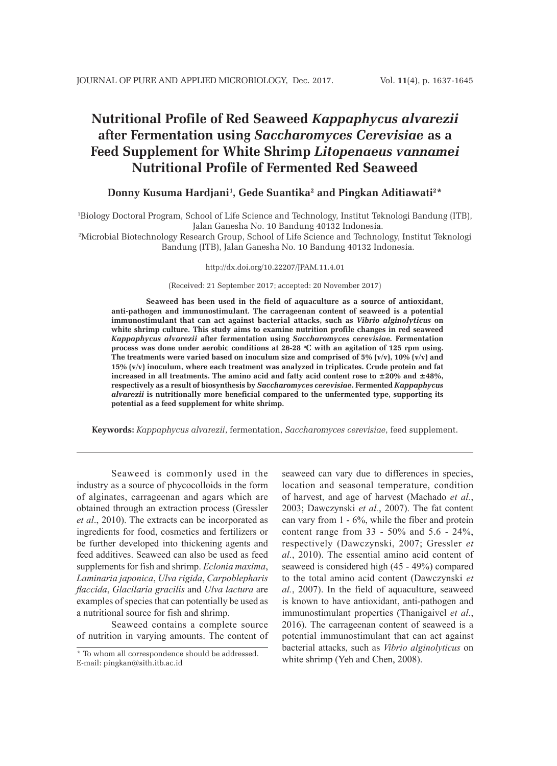# Nutritional Profile of Red Seaweed *Kappaphycus alvarezii* after Fermentation using *Saccharomyces Cerevisiae* as a Feed Supplement for White Shrimp *Litopenaeus vannamei* Nutritional Profile of Fermented Red Seaweed

**Donny Kusuma Hardjani[1], Gede Suantika[2] and Pingkan Aditiawati[2]***

[1]Biology Doctoral Program, School of Life Science and Technology, Institut Teknologi Bandung (ITB), Jalan Ganesha No. 10 Bandung 40132 Indonesia.
[2]Microbial Biotechnology Research Group, School of Life Science and Technology, Institut Teknologi Bandung (ITB), Jalan Ganesha No. 10 Bandung 40132 Indonesia.

http://dx.doi.org/10.22207/JPAM.11.4.01

(Received: 21 September 2017; accepted: 20 November 2017)

**Seaweed has been used in the field of aquaculture as a source of antioxidant, anti-pathogen and immunostimulant. The carrageenan content of seaweed is a potential immunostimulant that can act against bacterial attacks, such as *Vibrio alginolyticus* on white shrimp culture. This study aims to examine nutrition profile changes in red seaweed *Kappaphycus alvarezii* after fermentation using *Saccharomyces cerevisiae*. Fermentation process was done under aerobic conditions at 26-28 °C with an agitation of 125 rpm using. The treatments were varied based on inoculum size and comprised of 5% (v/v), 10% (v/v) and 15% (v/v) inoculum, where each treatment was analyzed in triplicates. Crude protein and fat increased in all treatments. The amino acid and fatty acid content rose to ±20% and ±48%, respectively as a result of biosynthesis by *Saccharomyces cerevisiae*. Fermented *Kappaphycus alvarezii* is nutritionally more beneficial compared to the unfermented type, supporting its potential as a feed supplement for white shrimp.**

**Keywords:** *Kappaphycus alvarezii*, fermentation, *Saccharomyces cerevisiae*, feed supplement.

Seaweed is commonly used in the industry as a source of phycocolloids in the form of alginates, carrageenan and agars which are obtained through an extraction process (Gressler *et al*., 2010). The extracts can be incorporated as ingredients for food, cosmetics and fertilizers or be further developed into thickening agents and feed additives. Seaweed can also be used as feed supplements for fish and shrimp. *Eclonia maxima*, *Laminaria japonica*, *Ulva rigida*, *Carpoblepharis flaccida*, *Glacilaria gracilis* and *Ulva lactura* are examples of species that can potentially be used as a nutritional source for fish and shrimp.

Seaweed contains a complete source of nutrition in varying amounts. The content of seaweed can vary due to differences in species, location and seasonal temperature, condition of harvest, and age of harvest (Machado *et al.*, 2003; Dawczynski *et al.*, 2007). The fat content can vary from 1 - 6%, while the fiber and protein content range from 33 - 50% and 5.6 - 24%, respectively (Dawczynski, 2007; Gressler *et al.*, 2010). The essential amino acid content of seaweed is considered high (45 - 49%) compared to the total amino acid content (Dawczynski *et al.*, 2007). In the field of aquaculture, seaweed is known to have antioxidant, anti-pathogen and immunostimulant properties (Thanigaivel *et al*., 2016). The carrageenan content of seaweed is a potential immunostimulant that can act against bacterial attacks, such as *Vibrio alginolyticus* on white shrimp (Yeh and Chen, 2008).

\* To whom all correspondence should be addressed.
E-mail: pingkan@sith.itb.ac.id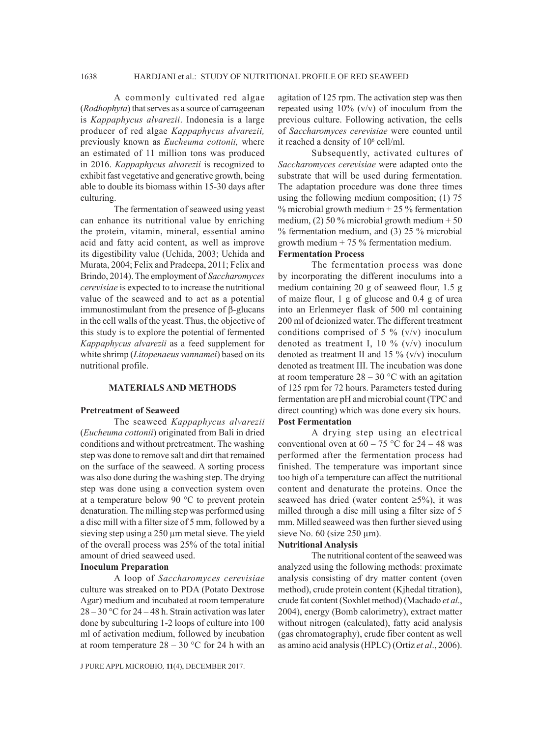A commonly cultivated red algae (*Rodhophyta*) that serves as a source of carrageenan is *Kappaphycus alvarezii*. Indonesia is a large producer of red algae *Kappaphycus alvarezii,* previously known as *Eucheuma cottonii,* where an estimated of 11 million tons was produced in 2016. *Kappaphycus alvarezii* is recognized to exhibit fast vegetative and generative growth, being able to double its biomass within 15-30 days after culturing.

The fermentation of seaweed using yeast can enhance its nutritional value by enriching the protein, vitamin, mineral, essential amino acid and fatty acid content, as well as improve its digestibility value (Uchida, 2003; Uchida and Murata, 2004; Felix and Pradeepa, 2011; Felix and Brindo, 2014). The employment of *Saccharomyces cerevisiae* is expected to to increase the nutritional value of the seaweed and to act as a potential immunostimulant from the presence of β-glucans in the cell walls of the yeast. Thus, the objective of this study is to explore the potential of fermented *Kappaphycus alvarezii* as a feed supplement for white shrimp (*Litopenaeus vannamei*) based on its nutritional profile.

## MATERIALS AND METHODS

### Pretreatment of Seaweed

The seaweed *Kappaphycus alvarezii* (*Eucheuma cottonii*) originated from Bali in dried conditions and without pretreatment. The washing step was done to remove salt and dirt that remained on the surface of the seaweed. A sorting process was also done during the washing step. The drying step was done using a convection system oven at a temperature below 90 °C to prevent protein denaturation. The milling step was performed using a disc mill with a filter size of 5 mm, followed by a sieving step using a 250 µm metal sieve. The yield of the overall process was 25% of the total initial amount of dried seaweed used.

### Inoculum Preparation

A loop of *Saccharomyces cerevisiae* culture was streaked on to PDA (Potato Dextrose Agar) medium and incubated at room temperature 28 – 30 °C for 24 – 48 h. Strain activation was later done by subculturing 1-2 loops of culture into 100 ml of activation medium, followed by incubation at room temperature 28 – 30 °C for 24 h with an agitation of 125 rpm. The activation step was then repeated using 10% (v/v) of inoculum from the previous culture. Following activation, the cells of *Saccharomyces cerevisiae* were counted until it reached a density of $10^6$ cell/ml.

Subsequently, activated cultures of *Saccharomyces cerevisiae* were adapted onto the substrate that will be used during fermentation. The adaptation procedure was done three times using the following medium composition; (1) 75 % microbial growth medium + 25 % fermentation medium, (2) 50 % microbial growth medium + 50 % fermentation medium, and (3) 25 % microbial growth medium + 75 % fermentation medium.

### Fermentation Process

The fermentation process was done by incorporating the different inoculums into a medium containing 20 g of seaweed flour, 1.5 g of maize flour, 1 g of glucose and 0.4 g of urea into an Erlenmeyer flask of 500 ml containing 200 ml of deionized water. The different treatment conditions comprised of 5 % (v/v) inoculum denoted as treatment I, 10 % (v/v) inoculum denoted as treatment II and 15 % (v/v) inoculum denoted as treatment III. The incubation was done at room temperature 28 – 30 °C with an agitation of 125 rpm for 72 hours. Parameters tested during fermentation are pH and microbial count (TPC and direct counting) which was done every six hours.

### Post Fermentation

A drying step using an electrical conventional oven at 60 – 75 °C for 24 – 48 was performed after the fermentation process had finished. The temperature was important since too high of a temperature can affect the nutritional content and denaturate the proteins. Once the seaweed has dried (water content ≥5%), it was milled through a disc mill using a filter size of 5 mm. Milled seaweed was then further sieved using sieve No. 60 (size 250 µm).

### Nutritional Analysis

The nutritional content of the seaweed was analyzed using the following methods: proximate analysis consisting of dry matter content (oven method), crude protein content (Kjhedal titration), crude fat content (Soxhlet method) (Machado *et al*., 2004), energy (Bomb calorimetry), extract matter without nitrogen (calculated), fatty acid analysis (gas chromatography), crude fiber content as well as amino acid analysis (HPLC) (Ortiz *et al*., 2006).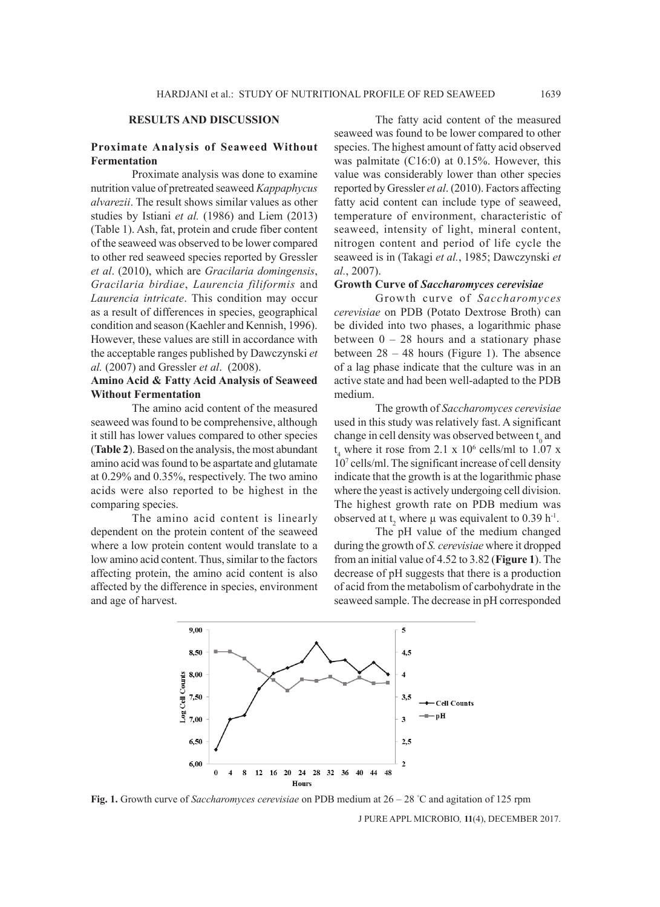## RESULTS AND DISCUSSION

### Proximate Analysis of Seaweed Without Fermentation

Proximate analysis was done to examine nutrition value of pretreated seaweed *Kappaphycus alvarezii*. The result shows similar values as other studies by Istiani *et al.* (1986) and Liem (2013) (Table 1). Ash, fat, protein and crude fiber content of the seaweed was observed to be lower compared to other red seaweed species reported by Gressler *et al*. (2010), which are *Gracilaria domingensis*, *Gracilaria birdiae*, *Laurencia filiformis* and *Laurencia intricate*. This condition may occur as a result of differences in species, geographical condition and season (Kaehler and Kennish, 1996). However, these values are still in accordance with the acceptable ranges published by Dawczynski *et al.* (2007) and Gressler *et al*. (2008).

### Amino Acid & Fatty Acid Analysis of Seaweed Without Fermentation

The amino acid content of the measured seaweed was found to be comprehensive, although it still has lower values compared to other species (**Table 2**). Based on the analysis, the most abundant amino acid was found to be aspartate and glutamate at 0.29% and 0.35%, respectively. The two amino acids were also reported to be highest in the comparing species.

The amino acid content is linearly dependent on the protein content of the seaweed where a low protein content would translate to a low amino acid content. Thus, similar to the factors affecting protein, the amino acid content is also affected by the difference in species, environment and age of harvest.

The fatty acid content of the measured seaweed was found to be lower compared to other species. The highest amount of fatty acid observed was palmitate (C16:0) at 0.15%. However, this value was considerably lower than other species reported by Gressler *et al*. (2010). Factors affecting fatty acid content can include type of seaweed, temperature of environment, characteristic of seaweed, intensity of light, mineral content, nitrogen content and period of life cycle the seaweed is in (Takagi *et al.*, 1985; Dawczynski *et al.*, 2007).

### Growth Curve of *Saccharomyces cerevisiae*

Growth curve of *Saccharomyces cerevisiae* on PDB (Potato Dextrose Broth) can be divided into two phases, a logarithmic phase between 0 – 28 hours and a stationary phase between 28 – 48 hours (Figure 1). The absence of a lag phase indicate that the culture was in an active state and had been well-adapted to the PDB medium.

The growth of *Saccharomyces cerevisiae* used in this study was relatively fast. A significant change in cell density was observed between $t_0$ and $t_4$ where it rose from $2.1 \times 10^6$ cells/ml to $1.07 \times 10^7$ cells/ml. The significant increase of cell density indicate that the growth is at the logarithmic phase where the yeast is actively undergoing cell division. The highest growth rate on PDB medium was observed at $t_2$ where μ was equivalent to 0.39 $h^{-1}$.

The pH value of the medium changed during the growth of *S. cerevisiae* where it dropped from an initial value of 4.52 to 3.82 (**Figure 1**). The decrease of pH suggests that there is a production of acid from the metabolism of carbohydrate in the seaweed sample. The decrease in pH corresponded

**Fig. 1.** Growth curve of *Saccharomyces cerevisiae* on PDB medium at 26 – 28 °C and agitation of 125 rpm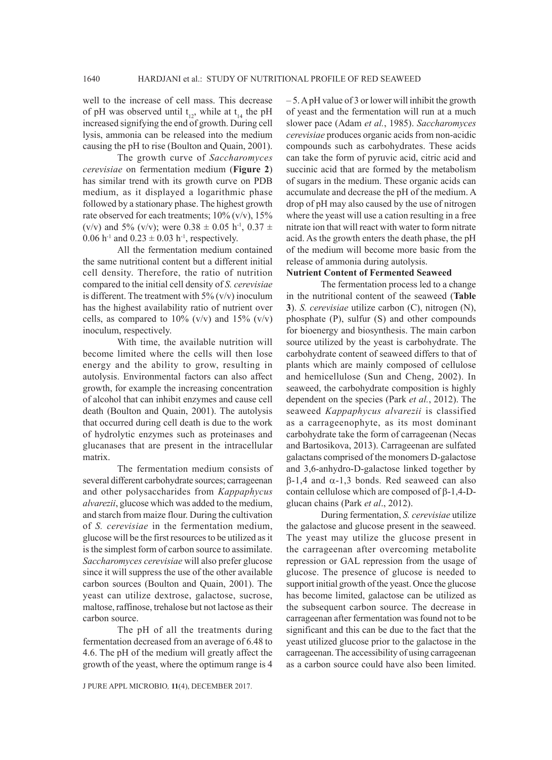well to the increase of cell mass. This decrease of pH was observed until $t_{12}$, while at $t_{14}$ the pH increased signifying the end of growth. During cell lysis, ammonia can be released into the medium causing the pH to rise (Boulton and Quain, 2001).

The growth curve of *Saccharomyces cerevisiae* on fermentation medium (**Figure 2**) has similar trend with its growth curve on PDB medium, as it displayed a logarithmic phase followed by a stationary phase. The highest growth rate observed for each treatments; 10% (v/v), 15% (v/v) and 5% (v/v); were $0.38 \pm 0.05$ $h^{-1}$, $0.37 \pm 0.06$ $h^{-1}$ and $0.23 \pm 0.03$ $h^{-1}$, respectively.

All the fermentation medium contained the same nutritional content but a different initial cell density. Therefore, the ratio of nutrition compared to the initial cell density of *S. cerevisiae* is different. The treatment with 5% (v/v) inoculum has the highest availability ratio of nutrient over cells, as compared to 10% (v/v) and 15% (v/v) inoculum, respectively.

With time, the available nutrition will become limited where the cells will then lose energy and the ability to grow, resulting in autolysis. Environmental factors can also affect growth, for example the increasing concentration of alcohol that can inhibit enzymes and cause cell death (Boulton and Quain, 2001). The autolysis that occurred during cell death is due to the work of hydrolytic enzymes such as proteinases and glucanases that are present in the intracellular matrix.

The fermentation medium consists of several different carbohydrate sources; carrageenan and other polysaccharides from *Kappaphycus alvarezii*, glucose which was added to the medium, and starch from maize flour. During the cultivation of *S. cerevisiae* in the fermentation medium, glucose will be the first resources to be utilized as it is the simplest form of carbon source to assimilate. *Saccharomyces cerevisiae* will also prefer glucose since it will suppress the use of the other available carbon sources (Boulton and Quain, 2001). The yeast can utilize dextrose, galactose, sucrose, maltose, raffinose, trehalose but not lactose as their carbon source.

The pH of all the treatments during fermentation decreased from an average of 6.48 to 4.6. The pH of the medium will greatly affect the growth of the yeast, where the optimum range is 4 – 5. A pH value of 3 or lower will inhibit the growth of yeast and the fermentation will run at a much slower pace (Adam *et al.*, 1985). *Saccharomyces cerevisiae* produces organic acids from non-acidic compounds such as carbohydrates. These acids can take the form of pyruvic acid, citric acid and succinic acid that are formed by the metabolism of sugars in the medium. These organic acids can accumulate and decrease the pH of the medium. A drop of pH may also caused by the use of nitrogen where the yeast will use a cation resulting in a free nitrate ion that will react with water to form nitrate acid. As the growth enters the death phase, the pH of the medium will become more basic from the release of ammonia during autolysis.

**Nutrient Content of Fermented Seaweed**

The fermentation process led to a change in the nutritional content of the seaweed (**Table 3**). *S. cerevisiae* utilize carbon (C), nitrogen (N), phosphate (P), sulfur (S) and other compounds for bioenergy and biosynthesis. The main carbon source utilized by the yeast is carbohydrate. The carbohydrate content of seaweed differs to that of plants which are mainly composed of cellulose and hemicellulose (Sun and Cheng, 2002). In seaweed, the carbohydrate composition is highly dependent on the species (Park *et al.*, 2012). The seaweed *Kappaphycus alvarezii* is classified as a carrageenophyte, as its most dominant carbohydrate take the form of carrageenan (Necas and Bartosikova, 2013). Carrageenan are sulfated galactans comprised of the monomers D-galactose and 3,6-anhydro-D-galactose linked together by β-1,4 and α-1,3 bonds. Red seaweed can also contain cellulose which are composed of β-1,4-D-glucan chains (Park *et al*., 2012).

During fermentation, *S. cerevisiae* utilize the galactose and glucose present in the seaweed. The yeast may utilize the glucose present in the carrageenan after overcoming metabolite repression or GAL repression from the usage of glucose. The presence of glucose is needed to support initial growth of the yeast. Once the glucose has become limited, galactose can be utilized as the subsequent carbon source. The decrease in carrageenan after fermentation was found not to be significant and this can be due to the fact that the yeast utilized glucose prior to the galactose in the carrageenan. The accessibility of using carrageenan as a carbon source could have also been limited.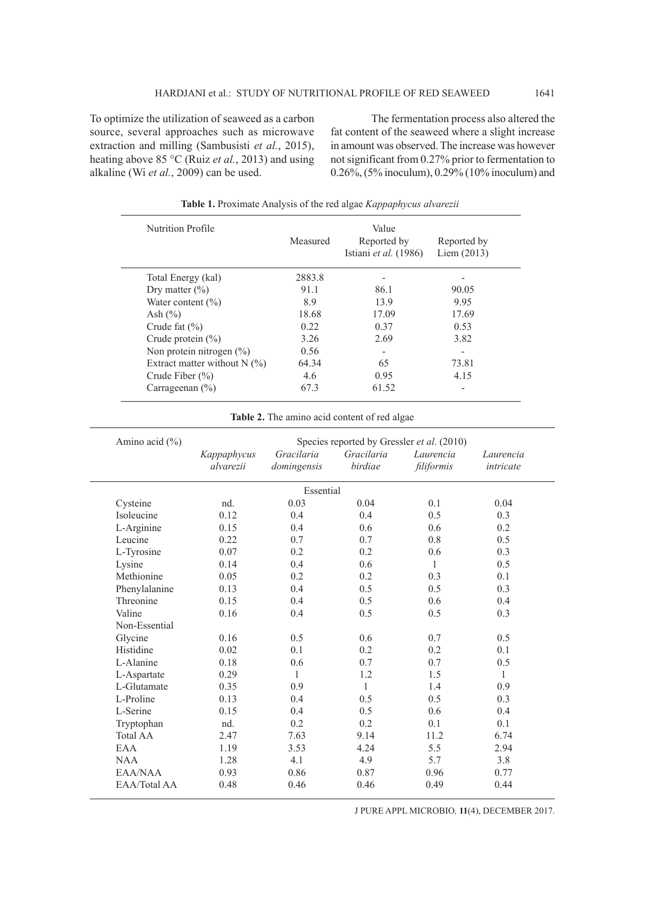To optimize the utilization of seaweed as a carbon source, several approaches such as microwave extraction and milling (Sambusisti *et al.*, 2015), heating above 85 °C (Ruiz *et al.*, 2013) and using alkaline (Wi *et al.*, 2009) can be used.

The fermentation process also altered the fat content of the seaweed where a slight increase in amount was observed. The increase was however not significant from 0.27% prior to fermentation to 0.26%, (5% inoculum), 0.29% (10% inoculum) and

**Table 1.** Proximate Analysis of the red algae *Kappaphycus alvarezii*

| Nutrition Profile | Value | | |
|---|---|---|---|
| | Measured | Reported by Istiani *et al.* (1986) | Reported by Liem (2013) |
| Total Energy (kal) | 2883.8 | - | - |
| Dry matter (%) | 91.1 | 86.1 | 90.05 |
| Water content (%) | 8.9 | 13.9 | 9.95 |
| Ash (%) | 18.68 | 17.09 | 17.69 |
| Crude fat (%) | 0.22 | 0.37 | 0.53 |
| Crude protein (%) | 3.26 | 2.69 | 3.82 |
| Non protein nitrogen (%) | 0.56 | - | - |
| Extract matter without N (%) | 64.34 | 65 | 73.81 |
| Crude Fiber (%) | 4.6 | 0.95 | 4.15 |
| Carrageenan (%) | 67.3 | 61.52 | - |

**Table 2.** The amino acid content of red algae

| Amino acid (%) | | Species reported by Gressler *et al*. (2010) | | | |
|---|---|---|---|---|---|
| | *Kappaphycus alvarezii* | *Gracilaria domingensis* | *Gracilaria birdiae* | *Laurencia filiformis* | *Laurencia intricate* |
| | | Essential | | | |
| Cysteine | nd. | 0.03 | 0.04 | 0.1 | 0.04 |
| Isoleucine | 0.12 | 0.4 | 0.4 | 0.5 | 0.3 |
| L-Arginine | 0.15 | 0.4 | 0.6 | 0.6 | 0.2 |
| Leucine | 0.22 | 0.7 | 0.7 | 0.8 | 0.5 |
| L-Tyrosine | 0.07 | 0.2 | 0.2 | 0.6 | 0.3 |
| Lysine | 0.14 | 0.4 | 0.6 | 1 | 0.5 |
| Methionine | 0.05 | 0.2 | 0.2 | 0.3 | 0.1 |
| Phenylalanine | 0.13 | 0.4 | 0.5 | 0.5 | 0.3 |
| Threonine | 0.15 | 0.4 | 0.5 | 0.6 | 0.4 |
| Valine | 0.16 | 0.4 | 0.5 | 0.5 | 0.3 |
| Non-Essential | | | | | |
| Glycine | 0.16 | 0.5 | 0.6 | 0.7 | 0.5 |
| Histidine | 0.02 | 0.1 | 0.2 | 0.2 | 0.1 |
| L-Alanine | 0.18 | 0.6 | 0.7 | 0.7 | 0.5 |
| L-Aspartate | 0.29 | 1 | 1.2 | 1.5 | 1 |
| L-Glutamate | 0.35 | 0.9 | 1 | 1.4 | 0.9 |
| L-Proline | 0.13 | 0.4 | 0.5 | 0.5 | 0.3 |
| L-Serine | 0.15 | 0.4 | 0.5 | 0.6 | 0.4 |
| Tryptophan | nd. | 0.2 | 0.2 | 0.1 | 0.1 |
| Total AA | 2.47 | 7.63 | 9.14 | 11.2 | 6.74 |
| EAA | 1.19 | 3.53 | 4.24 | 5.5 | 2.94 |
| NAA | 1.28 | 4.1 | 4.9 | 5.7 | 3.8 |
| EAA/NAA | 0.93 | 0.86 | 0.87 | 0.96 | 0.77 |
| EAA/Total AA | 0.48 | 0.46 | 0.46 | 0.49 | 0.44 |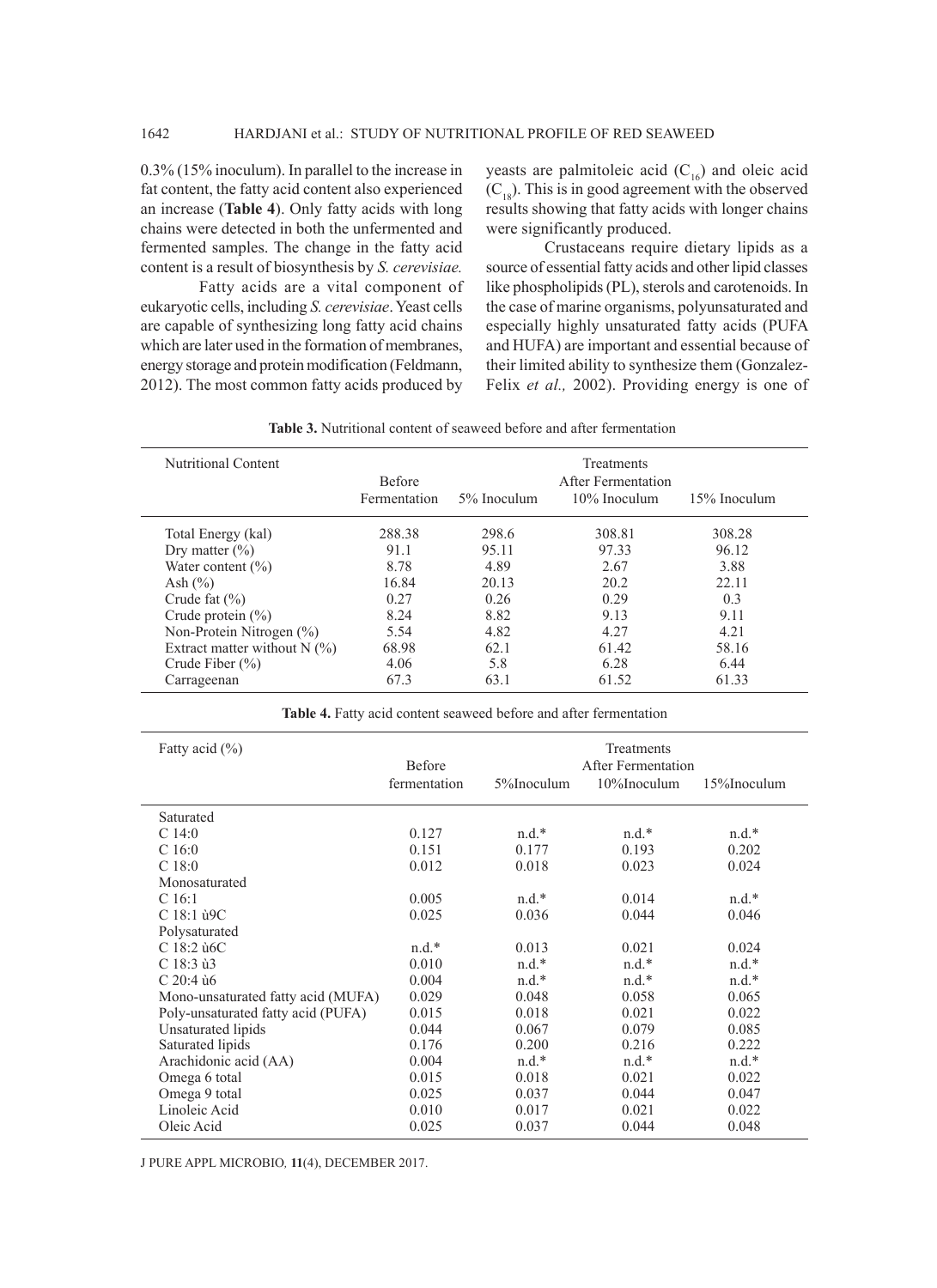0.3% (15% inoculum). In parallel to the increase in fat content, the fatty acid content also experienced an increase (**Table 4**). Only fatty acids with long chains were detected in both the unfermented and fermented samples. The change in the fatty acid content is a result of biosynthesis by *S. cerevisiae.*

Fatty acids are a vital component of eukaryotic cells, including *S. cerevisiae*. Yeast cells are capable of synthesizing long fatty acid chains which are later used in the formation of membranes, energy storage and protein modification (Feldmann, 2012). The most common fatty acids produced by yeasts are palmitoleic acid ($C_{16}$) and oleic acid ($C_{18}$). This is in good agreement with the observed results showing that fatty acids with longer chains were significantly produced.

Crustaceans require dietary lipids as a source of essential fatty acids and other lipid classes like phospholipids (PL), sterols and carotenoids. In the case of marine organisms, polyunsaturated and especially highly unsaturated fatty acids (PUFA and HUFA) are important and essential because of their limited ability to synthesize them (Gonzalez-Felix *et al.,* 2002). Providing energy is one of

**Table 3.** Nutritional content of seaweed before and after fermentation

| Nutritional Content | Treatments | | | |
|---|---|---|---|---|
| | Before Fermentation | After Fermentation | | |
| | | 5% Inoculum | 10% Inoculum | 15% Inoculum |
| Total Energy (kal) | 288.38 | 298.6 | 308.81 | 308.28 |
| Dry matter (%) | 91.1 | 95.11 | 97.33 | 96.12 |
| Water content (%) | 8.78 | 4.89 | 2.67 | 3.88 |
| Ash (%) | 16.84 | 20.13 | 20.2 | 22.11 |
| Crude fat (%) | 0.27 | 0.26 | 0.29 | 0.3 |
| Crude protein (%) | 8.24 | 8.82 | 9.13 | 9.11 |
| Non-Protein Nitrogen (%) | 5.54 | 4.82 | 4.27 | 4.21 |
| Extract matter without N (%) | 68.98 | 62.1 | 61.42 | 58.16 |
| Crude Fiber (%) | 4.06 | 5.8 | 6.28 | 6.44 |
| Carrageenan | 67.3 | 63.1 | 61.52 | 61.33 |

**Table 4.** Fatty acid content seaweed before and after fermentation

| Fatty acid (%) | Treatments | | | |
|---|---|---|---|---|
| | Before fermentation | After Fermentation | | |
| | | 5%Inoculum | 10%Inoculum | 15%Inoculum |
| Saturated | | | | |
| C 14:0 | 0.127 | n.d.* | n.d.* | n.d.* |
| C 16:0 | 0.151 | 0.177 | 0.193 | 0.202 |
| C 18:0 | 0.012 | 0.018 | 0.023 | 0.024 |
| Monosaturated | | | | |
| C 16:1 | 0.005 | n.d.* | 0.014 | n.d.* |
| C 18:1 ù9C | 0.025 | 0.036 | 0.044 | 0.046 |
| Polysaturated | | | | |
| C 18:2 ù6C | n.d.* | 0.013 | 0.021 | 0.024 |
| C 18:3 ù3 | 0.010 | n.d.* | n.d.* | n.d.* |
| C 20:4 ù6 | 0.004 | n.d.* | n.d.* | n.d.* |
| Mono-unsaturated fatty acid (MUFA) | 0.029 | 0.048 | 0.058 | 0.065 |
| Poly-unsaturated fatty acid (PUFA) | 0.015 | 0.018 | 0.021 | 0.022 |
| Unsaturated lipids | 0.044 | 0.067 | 0.079 | 0.085 |
| Saturated lipids | 0.176 | 0.200 | 0.216 | 0.222 |
| Arachidonic acid (AA) | 0.004 | n.d.* | n.d.* | n.d.* |
| Omega 6 total | 0.015 | 0.018 | 0.021 | 0.022 |
| Omega 9 total | 0.025 | 0.037 | 0.044 | 0.047 |
| Linoleic Acid | 0.010 | 0.017 | 0.021 | 0.022 |
| Oleic Acid | 0.025 | 0.037 | 0.044 | 0.048 |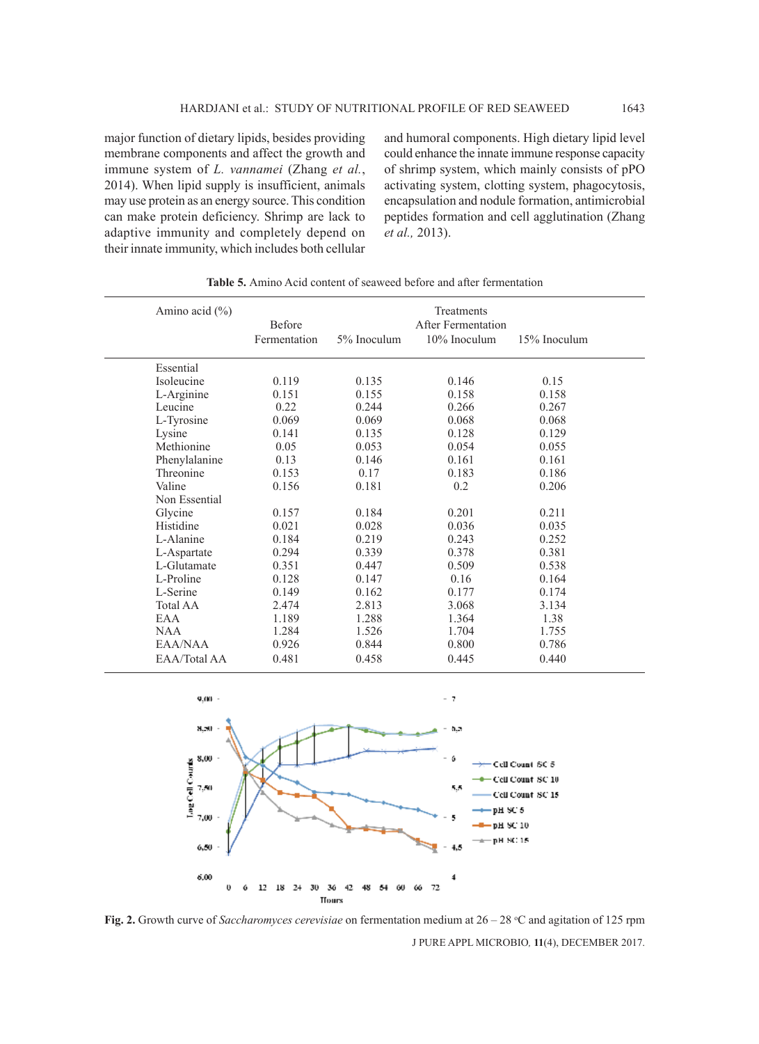major function of dietary lipids, besides providing membrane components and affect the growth and immune system of *L. vannamei* (Zhang *et al.*, 2014). When lipid supply is insufficient, animals may use protein as an energy source. This condition can make protein deficiency. Shrimp are lack to adaptive immunity and completely depend on their innate immunity, which includes both cellular and humoral components. High dietary lipid level could enhance the innate immune response capacity of shrimp system, which mainly consists of pPO activating system, clotting system, phagocytosis, encapsulation and nodule formation, antimicrobial peptides formation and cell agglutination (Zhang *et al.,* 2013).

**Table 5.** Amino Acid content of seaweed before and after fermentation

| Amino acid (%) | Treatments | | | |
|---|---|---|---|---|
| | Before Fermentation | After Fermentation | | |
| | | 5% Inoculum | 10% Inoculum | 15% Inoculum |
| Essential | | | | |
| Isoleucine | 0.119 | 0.135 | 0.146 | 0.15 |
| L-Arginine | 0.151 | 0.155 | 0.158 | 0.158 |
| Leucine | 0.22 | 0.244 | 0.266 | 0.267 |
| L-Tyrosine | 0.069 | 0.069 | 0.068 | 0.068 |
| Lysine | 0.141 | 0.135 | 0.128 | 0.129 |
| Methionine | 0.05 | 0.053 | 0.054 | 0.055 |
| Phenylalanine | 0.13 | 0.146 | 0.161 | 0.161 |
| Threonine | 0.153 | 0.17 | 0.183 | 0.186 |
| Valine | 0.156 | 0.181 | 0.2 | 0.206 |
| Non Essential | | | | |
| Glycine | 0.157 | 0.184 | 0.201 | 0.211 |
| Histidine | 0.021 | 0.028 | 0.036 | 0.035 |
| L-Alanine | 0.184 | 0.219 | 0.243 | 0.252 |
| L-Aspartate | 0.294 | 0.339 | 0.378 | 0.381 |
| L-Glutamate | 0.351 | 0.447 | 0.509 | 0.538 |
| L-Proline | 0.128 | 0.147 | 0.16 | 0.164 |
| L-Serine | 0.149 | 0.162 | 0.177 | 0.174 |
| Total AA | 2.474 | 2.813 | 3.068 | 3.134 |
| EAA | 1.189 | 1.288 | 1.364 | 1.38 |
| NAA | 1.284 | 1.526 | 1.704 | 1.755 |
| EAA/NAA | 0.926 | 0.844 | 0.800 | 0.786 |
| EAA/Total AA | 0.481 | 0.458 | 0.445 | 0.440 |

**Fig. 2.** Growth curve of *Saccharomyces cerevisiae* on fermentation medium at 26 – 28 °C and agitation of 125 rpm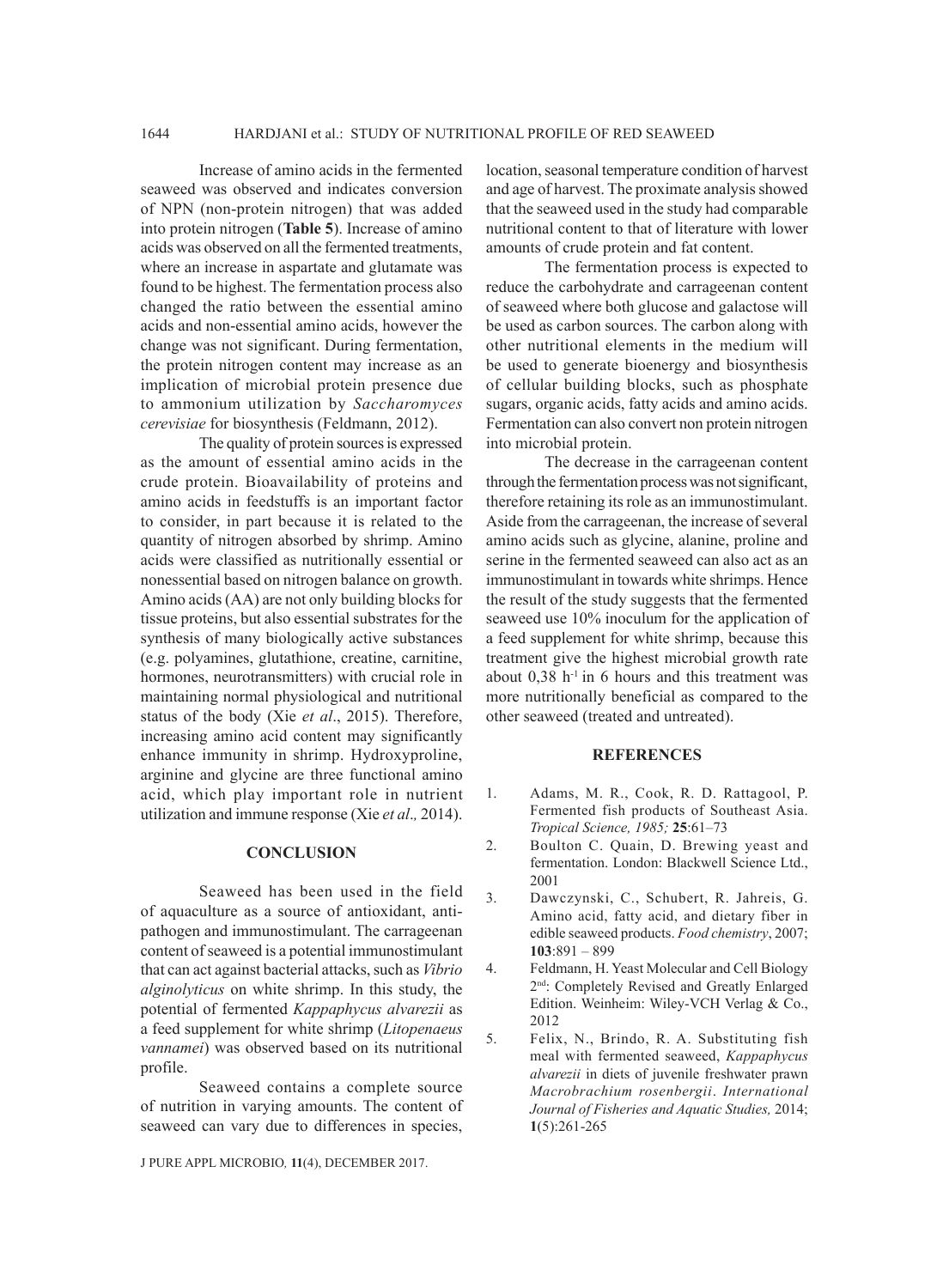Increase of amino acids in the fermented seaweed was observed and indicates conversion of NPN (non-protein nitrogen) that was added into protein nitrogen (**Table 5**). Increase of amino acids was observed on all the fermented treatments, where an increase in aspartate and glutamate was found to be highest. The fermentation process also changed the ratio between the essential amino acids and non-essential amino acids, however the change was not significant. During fermentation, the protein nitrogen content may increase as an implication of microbial protein presence due to ammonium utilization by *Saccharomyces cerevisiae* for biosynthesis (Feldmann, 2012).

The quality of protein sources is expressed as the amount of essential amino acids in the crude protein. Bioavailability of proteins and amino acids in feedstuffs is an important factor to consider, in part because it is related to the quantity of nitrogen absorbed by shrimp. Amino acids were classified as nutritionally essential or nonessential based on nitrogen balance on growth. Amino acids (AA) are not only building blocks for tissue proteins, but also essential substrates for the synthesis of many biologically active substances (e.g. polyamines, glutathione, creatine, carnitine, hormones, neurotransmitters) with crucial role in maintaining normal physiological and nutritional status of the body (Xie *et al*., 2015). Therefore, increasing amino acid content may significantly enhance immunity in shrimp. Hydroxyproline, arginine and glycine are three functional amino acid, which play important role in nutrient utilization and immune response (Xie *et al*., 2014).

## CONCLUSION

Seaweed has been used in the field of aquaculture as a source of antioxidant, anti-pathogen and immunostimulant. The carrageenan content of seaweed is a potential immunostimulant that can act against bacterial attacks, such as *Vibrio alginolyticus* on white shrimp. In this study, the potential of fermented *Kappaphycus alvarezii* as a feed supplement for white shrimp (*Litopenaeus vannamei*) was observed based on its nutritional profile.

Seaweed contains a complete source of nutrition in varying amounts. The content of seaweed can vary due to differences in species, location, seasonal temperature condition of harvest and age of harvest. The proximate analysis showed that the seaweed used in the study had comparable nutritional content to that of literature with lower amounts of crude protein and fat content.

The fermentation process is expected to reduce the carbohydrate and carrageenan content of seaweed where both glucose and galactose will be used as carbon sources. The carbon along with other nutritional elements in the medium will be used to generate bioenergy and biosynthesis of cellular building blocks, such as phosphate sugars, organic acids, fatty acids and amino acids. Fermentation can also convert non protein nitrogen into microbial protein.

The decrease in the carrageenan content through the fermentation process was not significant, therefore retaining its role as an immunostimulant. Aside from the carrageenan, the increase of several amino acids such as glycine, alanine, proline and serine in the fermented seaweed can also act as an immunostimulant in towards white shrimps. Hence the result of the study suggests that the fermented seaweed use 10% inoculum for the application of a feed supplement for white shrimp, because this treatment give the highest microbial growth rate about 0,38 $h^{-1}$ in 6 hours and this treatment was more nutritionally beneficial as compared to the other seaweed (treated and untreated).

## REFERENCES

1. Adams, M. R., Cook, R. D. Rattagool, P. Fermented fish products of Southeast Asia. *Tropical Science, 1985;* **25**:61–73
2. Boulton C. Quain, D. Brewing yeast and fermentation. London: Blackwell Science Ltd., 2001
3. Dawczynski, C., Schubert, R. Jahreis, G. Amino acid, fatty acid, and dietary fiber in edible seaweed products. *Food chemistry*, 2007; **103**:891 – 899
4. Feldmann, H. Yeast Molecular and Cell Biology 2nd: Completely Revised and Greatly Enlarged Edition. Weinheim: Wiley-VCH Verlag & Co., 2012
5. Felix, N., Brindo, R. A. Substituting fish meal with fermented seaweed, *Kappaphycus alvarezii* in diets of juvenile freshwater prawn *Macrobrachium rosenbergii*. *International Journal of Fisheries and Aquatic Studies,* 2014; **1**(5):261-265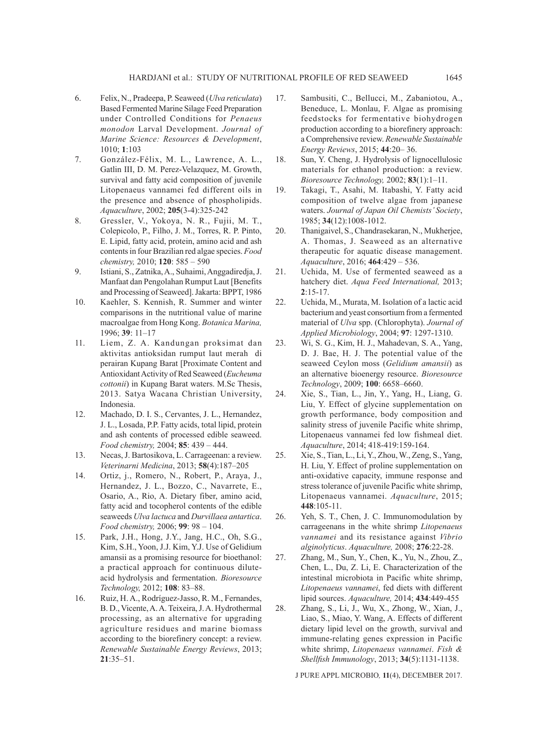6. Felix, N., Pradeepa, P. Seaweed (*Ulva reticulata*) Based Fermented Marine Silage Feed Preparation under Controlled Conditions for *Penaeus monodon* Larval Development. *Journal of Marine Science: Resources & Development*, 1010; **1**:103
7. González-Félix, M. L., Lawrence, A. L., Gatlin III, D. M. Perez-Velazquez, M. Growth, survival and fatty acid composition of juvenile Litopenaeus vannamei fed different oils in the presence and absence of phospholipids. *Aquaculture*, 2002; **205**(3-4):325-242
8. Gressler, V., Yokoya, N. R., Fujii, M. T., Colepicolo, P., Filho, J. M., Torres, R. P. Pinto, E. Lipid, fatty acid, protein, amino acid and ash contents in four Brazilian red algae species. *Food chemistry,* 2010; **120**: 585 – 590
9. Istiani, S., Zatnika, A., Suhaimi, Anggadiredja, J. Manfaat dan Pengolahan Rumput Laut [Benefits and Processing of Seaweed]. Jakarta: BPPT, 1986
10. Kaehler, S. Kennish, R. Summer and winter comparisons in the nutritional value of marine macroalgae from Hong Kong. *Botanica Marina,* 1996; **39**: 11–17
11. Liem, Z. A. Kandungan proksimat dan aktivitas antioksidan rumput laut merah di perairan Kupang Barat [Proximate Content and Antioxidant Activity of Red Seaweed (*Eucheuma cottonii*) in Kupang Barat waters. M.Sc Thesis, 2013. Satya Wacana Christian University, Indonesia.
12. Machado, D. I. S., Cervantes, J. L., Hernandez, J. L., Losada, P.P. Fatty acids, total lipid, protein and ash contents of processed edible seaweed. *Food chemistry,* 2004; **85**: 439 – 444.
13. Necas, J. Bartosikova, L. Carrageenan: a review. *Veterinarni Medicina*, 2013; **58**(4):187–205
14. Ortiz, j., Romero, N., Robert, P., Araya, J., Hernandez, J. L., Bozzo, C., Navarrete, E., Osario, A., Rio, A. Dietary fiber, amino acid, fatty acid and tocopherol contents of the edible seaweeds *Ulva lactuca* and *Durvillaea antartica*. *Food chemistry,* 2006; **99**: 98 – 104.
15. Park, J.H., Hong, J.Y., Jang, H.C., Oh, S.G., Kim, S.H., Yoon, J.J. Kim, Y.J. Use of Gelidium amansii as a promising resource for bioethanol: a practical approach for continuous dilute-acid hydrolysis and fermentation. *Bioresource Technology,* 2012; **108**: 83–88.
16. Ruiz, H. A., Rodríguez-Jasso, R. M., Fernandes, B. D., Vicente, A. A. Teixeira, J. A. Hydrothermal processing, as an alternative for upgrading agriculture residues and marine biomass according to the biorefinery concept: a review. *Renewable Sustainable Energy Reviews*, 2013; **21**:35–51.
17. Sambusiti, C., Bellucci, M., Zabaniotou, A., Beneduce, L. Monlau, F. Algae as promising feedstocks for fermentative biohydrogen production according to a biorefinery approach: a Comprehensive review. *Renewable Sustainable Energy Reviews*, 2015; **44**:20– 36.
18. Sun, Y. Cheng, J. Hydrolysis of lignocellulosic materials for ethanol production: a review. *Bioresource Technology,* 2002; **83**(1):1–11.
19. Takagi, T., Asahi, M. Itabashi, Y. Fatty acid composition of twelve algae from japanese waters. *Journal of Japan Oil Chemists' Society*, 1985; **34**(12):1008-1012.
20. Thanigaivel, S., Chandrasekaran, N., Mukherjee, A. Thomas, J. Seaweed as an alternative therapeutic for aquatic disease management. *Aquaculture*, 2016; **464**:429 – 536.
21. Uchida, M. Use of fermented seaweed as a hatchery diet. *Aqua Feed International,* 2013; **2**:15-17.
22. Uchida, M., Murata, M. Isolation of a lactic acid bacterium and yeast consortium from a fermented material of *Ulva* spp. (Chlorophyta). *Journal of Applied Microbiology*, 2004; **97**: 1297-1310.
23. Wi, S. G., Kim, H. J., Mahadevan, S. A., Yang, D. J. Bae, H. J. The potential value of the seaweed Ceylon moss (*Gelidium amansii*) as an alternative bioenergy resource. *Bioresource Technology*, 2009; **100**: 6658–6660.
24. Xie, S., Tian, L., Jin, Y., Yang, H., Liang, G. Liu, Y. Effect of glycine supplementation on growth performance, body composition and salinity stress of juvenile Pacific white shrimp, Litopenaeus vannamei fed low fishmeal diet. *Aquaculture*, 2014; 418-419:159-164.
25. Xie, S., Tian, L., Li, Y., Zhou, W., Zeng, S., Yang, H. Liu, Y. Effect of proline supplementation on anti-oxidative capacity, immune response and stress tolerance of juvenile Pacific white shrimp, Litopenaeus vannamei. *Aquaculture*, 2015; **448**:105-11.
26. Yeh, S. T., Chen, J. C. Immunomodulation by carrageenans in the white shrimp *Litopenaeus vannamei* and its resistance against *Vibrio alginolyticus*. *Aquaculture,* 2008; **276**:22-28.
27. Zhang, M., Sun, Y., Chen, K., Yu, N., Zhou, Z., Chen, L., Du, Z. Li, E. Characterization of the intestinal microbiota in Pacific white shrimp, *Litopenaeus vannamei*, fed diets with different lipid sources. *Aquaculture,* 2014; **434**:449-455
28. Zhang, S., Li, J., Wu, X., Zhong, W., Xian, J., Liao, S., Miao, Y. Wang, A. Effects of different dietary lipid level on the growth, survival and immune-relating genes expression in Pacific white shrimp, *Litopenaeus vannamei*. *Fish & Shellfish Immunology*, 2013; **34**(5):1131-1138.